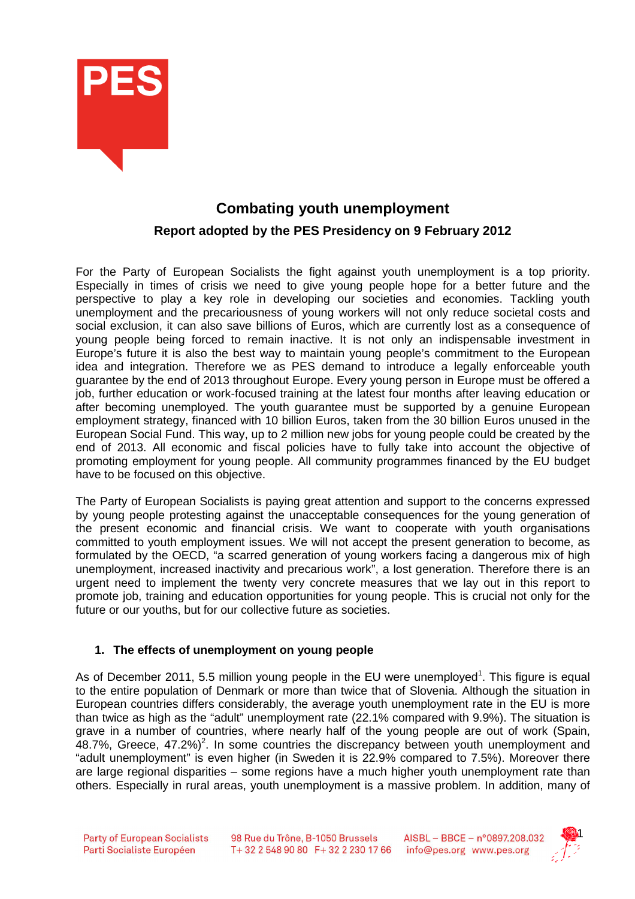# Combating youth unemployment

## Report adopted by the PES Presidency on 9 February 2012

For the Party of European Socialists the fight against youth unemployment is a top priority. Especially in times of crisis we need to give young people hope for a better future and the perspective to play a key role in developing our societies and economies. Tackling youth unemployment and the precariousness of young workers will not only reduce societal costs and social exclusion, it can also save billions of Euros, which are currently lost as a consequence of young people being forced to remain inactive. It is not only an indispensable investment in Europe's future it is also the best way to maintain young people's commitment to the European idea and integration. Therefore we as PES demand to introduce a legally enforceable youth guarantee by the end of 2013 throughout Europe. Every young person in Europe must be offered a job, further education or work-focused training at the latest four months after leaving education or after becoming unemployed. The youth guarantee must be supported by a genuine European employment strategy, financed with 10 billion Euros, taken from the 30 billion Euros unused in the European Social Fund. This way, up to 2 million new jobs for young people could be created by the end of 2013. All economic and fiscal policies have to fully take into account the objective of promoting employment for young people. All community programmes financed by the EU budget have to be focused on this objective.

The Party of European Socialists is paying great attention and support to the concerns expressed by young people protesting against the unacceptable consequences for the young generation of the present economic and financial crisis. We want to cooperate with youth organisations committed to youth employment issues. We will not accept the present generation to become, as formulated by the OECD, "a scarred generation of young workers facing a dangerous mix of high unemployment, increased inactivity and precarious work", a lost generation. Therefore there is an urgent need to implement the twenty very concrete measures that we lay out in this report to promote job, training and education opportunities for young people. This is crucial not only for the future or our youths, but for our collective future as societies.

### 1. The effects of unemployment on young people

As of December 2011, 5.5 million young people in the EU were unemployed[1]. This figure is equal to the entire population of Denmark or more than twice that of Slovenia. Although the situation in European countries differs considerably, the average youth unemployment rate in the EU is more than twice as high as the "adult" unemployment rate (22.1% compared with 9.9%). The situation is grave in a number of countries, where nearly half of the young people are out of work (Spain, 48.7%, Greece, 47.2%)[2]. In some countries the discrepancy between youth unemployment and "adult unemployment" is even higher (in Sweden it is 22.9% compared to 7.5%). Moreover there are large regional disparities – some regions have a much higher youth unemployment rate than others. Especially in rural areas, youth unemployment is a massive problem. In addition, many of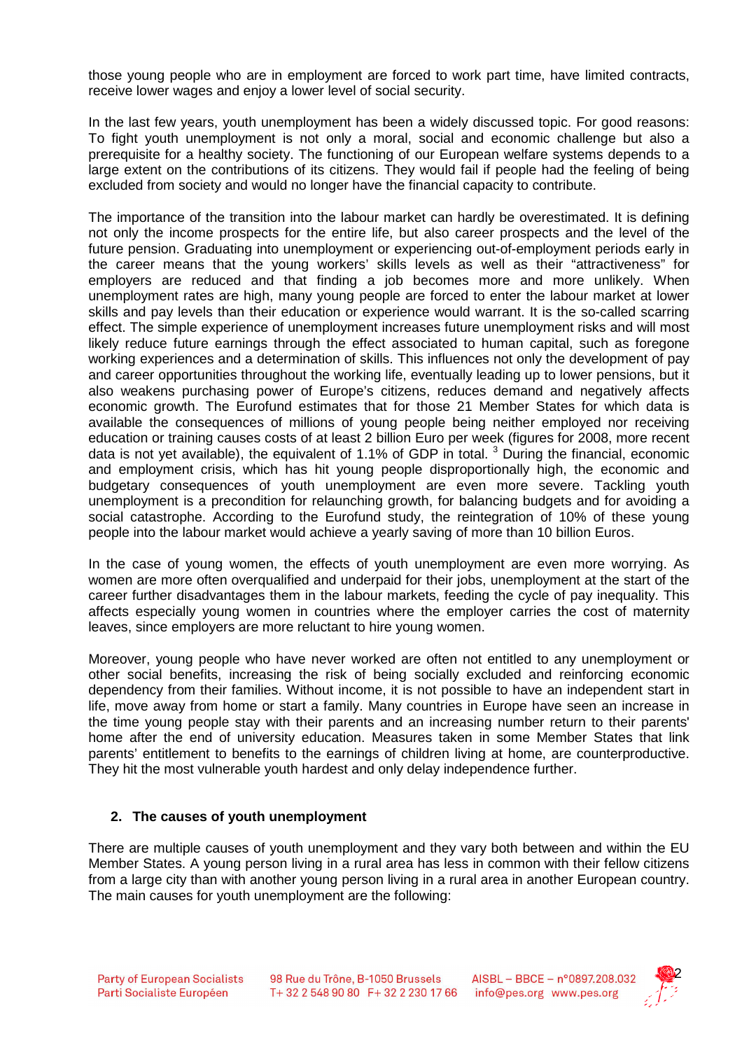those young people who are in employment are forced to work part time, have limited contracts, receive lower wages and enjoy a lower level of social security.

In the last few years, youth unemployment has been a widely discussed topic. For good reasons: To fight youth unemployment is not only a moral, social and economic challenge but also a prerequisite for a healthy society. The functioning of our European welfare systems depends to a large extent on the contributions of its citizens. They would fail if people had the feeling of being excluded from society and would no longer have the financial capacity to contribute.

The importance of the transition into the labour market can hardly be overestimated. It is defining not only the income prospects for the entire life, but also career prospects and the level of the future pension. Graduating into unemployment or experiencing out-of-employment periods early in the career means that the young workers' skills levels as well as their "attractiveness" for employers are reduced and that finding a job becomes more and more unlikely. When unemployment rates are high, many young people are forced to enter the labour market at lower skills and pay levels than their education or experience would warrant. It is the so-called scarring effect. The simple experience of unemployment increases future unemployment risks and will most likely reduce future earnings through the effect associated to human capital, such as foregone working experiences and a determination of skills. This influences not only the development of pay and career opportunities throughout the working life, eventually leading up to lower pensions, but it also weakens purchasing power of Europe's citizens, reduces demand and negatively affects economic growth. The Eurofund estimates that for those 21 Member States for which data is available the consequences of millions of young people being neither employed nor receiving education or training causes costs of at least 2 billion Euro per week (figures for 2008, more recent data is not yet available), the equivalent of 1.1% of GDP in total. [3] During the financial, economic and employment crisis, which has hit young people disproportionally high, the economic and budgetary consequences of youth unemployment are even more severe. Tackling youth unemployment is a precondition for relaunching growth, for balancing budgets and for avoiding a social catastrophe. According to the Eurofund study, the reintegration of 10% of these young people into the labour market would achieve a yearly saving of more than 10 billion Euros.

In the case of young women, the effects of youth unemployment are even more worrying. As women are more often overqualified and underpaid for their jobs, unemployment at the start of the career further disadvantages them in the labour markets, feeding the cycle of pay inequality. This affects especially young women in countries where the employer carries the cost of maternity leaves, since employers are more reluctant to hire young women.

Moreover, young people who have never worked are often not entitled to any unemployment or other social benefits, increasing the risk of being socially excluded and reinforcing economic dependency from their families. Without income, it is not possible to have an independent start in life, move away from home or start a family. Many countries in Europe have seen an increase in the time young people stay with their parents and an increasing number return to their parents' home after the end of university education. Measures taken in some Member States that link parents' entitlement to benefits to the earnings of children living at home, are counterproductive. They hit the most vulnerable youth hardest and only delay independence further.

## 2. The causes of youth unemployment

There are multiple causes of youth unemployment and they vary both between and within the EU Member States. A young person living in a rural area has less in common with their fellow citizens from a large city than with another young person living in a rural area in another European country. The main causes for youth unemployment are the following: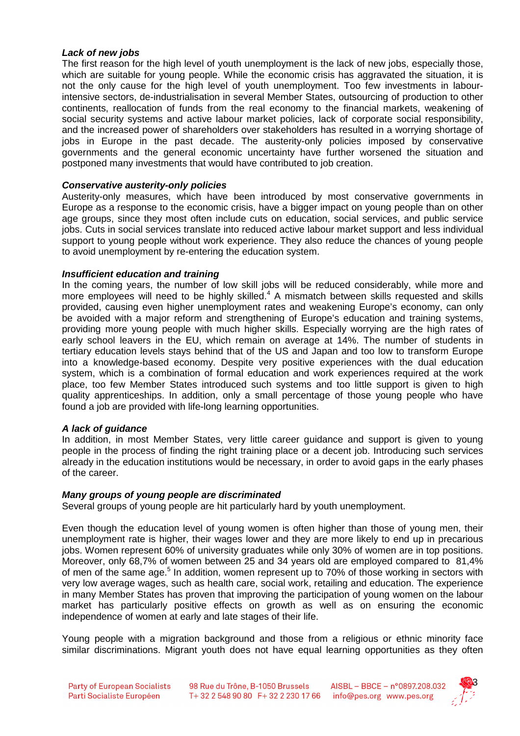***Lack of new jobs***
The first reason for the high level of youth unemployment is the lack of new jobs, especially those, which are suitable for young people. While the economic crisis has aggravated the situation, it is not the only cause for the high level of youth unemployment. Too few investments in labour-intensive sectors, de-industrialisation in several Member States, outsourcing of production to other continents, reallocation of funds from the real economy to the financial markets, weakening of social security systems and active labour market policies, lack of corporate social responsibility, and the increased power of shareholders over stakeholders has resulted in a worrying shortage of jobs in Europe in the past decade. The austerity-only policies imposed by conservative governments and the general economic uncertainty have further worsened the situation and postponed many investments that would have contributed to job creation.

***Conservative austerity-only policies***
Austerity-only measures, which have been introduced by most conservative governments in Europe as a response to the economic crisis, have a bigger impact on young people than on other age groups, since they most often include cuts on education, social services, and public service jobs. Cuts in social services translate into reduced active labour market support and less individual support to young people without work experience. They also reduce the chances of young people to avoid unemployment by re-entering the education system.

***Insufficient education and training***
In the coming years, the number of low skill jobs will be reduced considerably, while more and more employees will need to be highly skilled.[4] A mismatch between skills requested and skills provided, causing even higher unemployment rates and weakening Europe's economy, can only be avoided with a major reform and strengthening of Europe's education and training systems, providing more young people with much higher skills. Especially worrying are the high rates of early school leavers in the EU, which remain on average at 14%. The number of students in tertiary education levels stays behind that of the US and Japan and too low to transform Europe into a knowledge-based economy. Despite very positive experiences with the dual education system, which is a combination of formal education and work experiences required at the work place, too few Member States introduced such systems and too little support is given to high quality apprenticeships. In addition, only a small percentage of those young people who have found a job are provided with life-long learning opportunities.

***A lack of guidance***
In addition, in most Member States, very little career guidance and support is given to young people in the process of finding the right training place or a decent job. Introducing such services already in the education institutions would be necessary, in order to avoid gaps in the early phases of the career.

***Many groups of young people are discriminated***
Several groups of young people are hit particularly hard by youth unemployment.

Even though the education level of young women is often higher than those of young men, their unemployment rate is higher, their wages lower and they are more likely to end up in precarious jobs. Women represent 60% of university graduates while only 30% of women are in top positions. Moreover, only 68,7% of women between 25 and 34 years old are employed compared to 81,4% of men of the same age.[5] In addition, women represent up to 70% of those working in sectors with very low average wages, such as health care, social work, retailing and education. The experience in many Member States has proven that improving the participation of young women on the labour market has particularly positive effects on growth as well as on ensuring the economic independence of women at early and late stages of their life.

Young people with a migration background and those from a religious or ethnic minority face similar discriminations. Migrant youth does not have equal learning opportunities as they often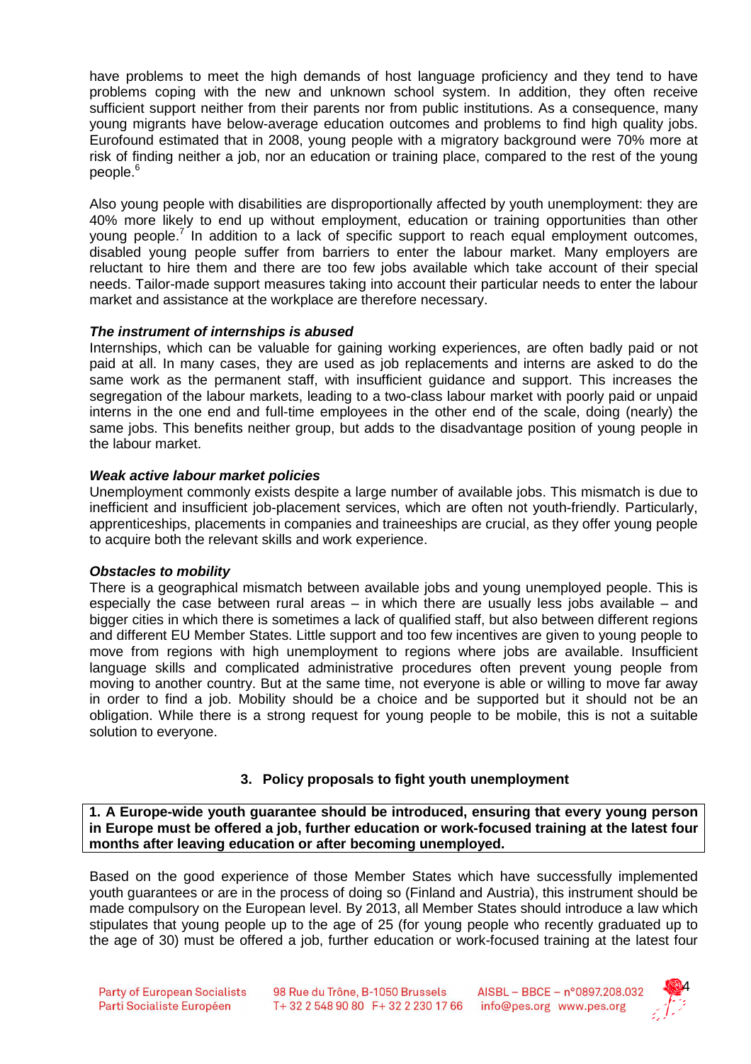have problems to meet the high demands of host language proficiency and they tend to have problems coping with the new and unknown school system. In addition, they often receive sufficient support neither from their parents nor from public institutions. As a consequence, many young migrants have below-average education outcomes and problems to find high quality jobs. Eurofound estimated that in 2008, young people with a migratory background were 70% more at risk of finding neither a job, nor an education or training place, compared to the rest of the young people.[6]

Also young people with disabilities are disproportionally affected by youth unemployment: they are 40% more likely to end up without employment, education or training opportunities than other young people.[7] In addition to a lack of specific support to reach equal employment outcomes, disabled young people suffer from barriers to enter the labour market. Many employers are reluctant to hire them and there are too few jobs available which take account of their special needs. Tailor-made support measures taking into account their particular needs to enter the labour market and assistance at the workplace are therefore necessary.

***The instrument of internships is abused***

Internships, which can be valuable for gaining working experiences, are often badly paid or not paid at all. In many cases, they are used as job replacements and interns are asked to do the same work as the permanent staff, with insufficient guidance and support. This increases the segregation of the labour markets, leading to a two-class labour market with poorly paid or unpaid interns in the one end and full-time employees in the other end of the scale, doing (nearly) the same jobs. This benefits neither group, but adds to the disadvantage position of young people in the labour market.

***Weak active labour market policies***

Unemployment commonly exists despite a large number of available jobs. This mismatch is due to inefficient and insufficient job-placement services, which are often not youth-friendly. Particularly, apprenticeships, placements in companies and traineeships are crucial, as they offer young people to acquire both the relevant skills and work experience.

***Obstacles to mobility***

There is a geographical mismatch between available jobs and young unemployed people. This is especially the case between rural areas – in which there are usually less jobs available – and bigger cities in which there is sometimes a lack of qualified staff, but also between different regions and different EU Member States. Little support and too few incentives are given to young people to move from regions with high unemployment to regions where jobs are available. Insufficient language skills and complicated administrative procedures often prevent young people from moving to another country. But at the same time, not everyone is able or willing to move far away in order to find a job. Mobility should be a choice and be supported but it should not be an obligation. While there is a strong request for young people to be mobile, this is not a suitable solution to everyone.

## 3. Policy proposals to fight youth unemployment

**1. A Europe-wide youth guarantee should be introduced, ensuring that every young person in Europe must be offered a job, further education or work-focused training at the latest four months after leaving education or after becoming unemployed.**

Based on the good experience of those Member States which have successfully implemented youth guarantees or are in the process of doing so (Finland and Austria), this instrument should be made compulsory on the European level. By 2013, all Member States should introduce a law which stipulates that young people up to the age of 25 (for young people who recently graduated up to the age of 30) must be offered a job, further education or work-focused training at the latest four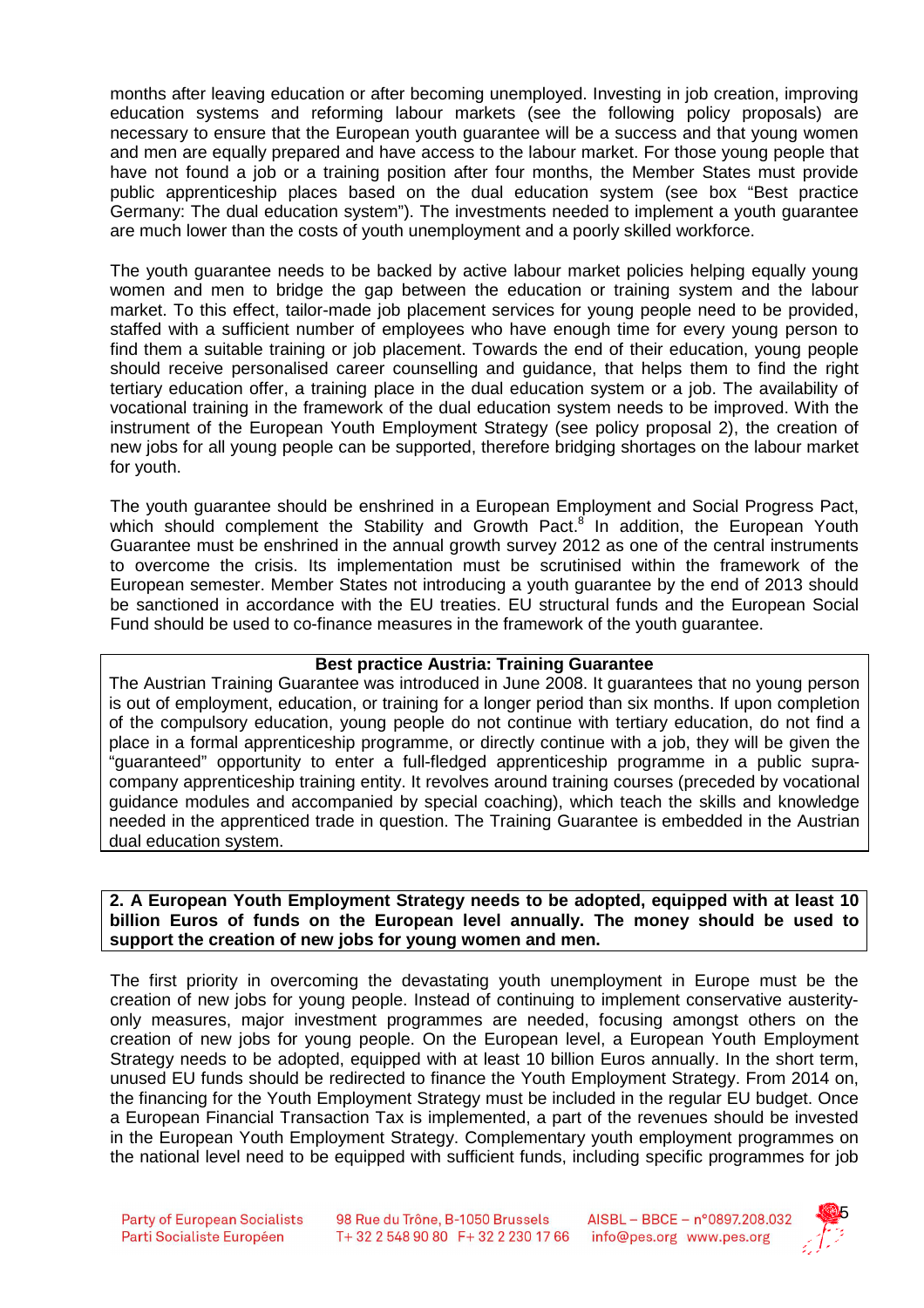months after leaving education or after becoming unemployed. Investing in job creation, improving education systems and reforming labour markets (see the following policy proposals) are necessary to ensure that the European youth guarantee will be a success and that young women and men are equally prepared and have access to the labour market. For those young people that have not found a job or a training position after four months, the Member States must provide public apprenticeship places based on the dual education system (see box "Best practice Germany: The dual education system"). The investments needed to implement a youth guarantee are much lower than the costs of youth unemployment and a poorly skilled workforce.

The youth guarantee needs to be backed by active labour market policies helping equally young women and men to bridge the gap between the education or training system and the labour market. To this effect, tailor-made job placement services for young people need to be provided, staffed with a sufficient number of employees who have enough time for every young person to find them a suitable training or job placement. Towards the end of their education, young people should receive personalised career counselling and guidance, that helps them to find the right tertiary education offer, a training place in the dual education system or a job. The availability of vocational training in the framework of the dual education system needs to be improved. With the instrument of the European Youth Employment Strategy (see policy proposal 2), the creation of new jobs for all young people can be supported, therefore bridging shortages on the labour market for youth.

The youth guarantee should be enshrined in a European Employment and Social Progress Pact, which should complement the Stability and Growth Pact.[8] In addition, the European Youth Guarantee must be enshrined in the annual growth survey 2012 as one of the central instruments to overcome the crisis. Its implementation must be scrutinised within the framework of the European semester. Member States not introducing a youth guarantee by the end of 2013 should be sanctioned in accordance with the EU treaties. EU structural funds and the European Social Fund should be used to co-finance measures in the framework of the youth guarantee.

> **Best practice Austria: Training Guarantee**
>
> The Austrian Training Guarantee was introduced in June 2008. It guarantees that no young person is out of employment, education, or training for a longer period than six months. If upon completion of the compulsory education, young people do not continue with tertiary education, do not find a place in a formal apprenticeship programme, or directly continue with a job, they will be given the "guaranteed" opportunity to enter a full-fledged apprenticeship programme in a public supra-company apprenticeship training entity. It revolves around training courses (preceded by vocational guidance modules and accompanied by special coaching), which teach the skills and knowledge needed in the apprenticed trade in question. The Training Guarantee is embedded in the Austrian dual education system.

**2. A European Youth Employment Strategy needs to be adopted, equipped with at least 10 billion Euros of funds on the European level annually. The money should be used to support the creation of new jobs for young women and men.**

The first priority in overcoming the devastating youth unemployment in Europe must be the creation of new jobs for young people. Instead of continuing to implement conservative austerity-only measures, major investment programmes are needed, focusing amongst others on the creation of new jobs for young people. On the European level, a European Youth Employment Strategy needs to be adopted, equipped with at least 10 billion Euros annually. In the short term, unused EU funds should be redirected to finance the Youth Employment Strategy. From 2014 on, the financing for the Youth Employment Strategy must be included in the regular EU budget. Once a European Financial Transaction Tax is implemented, a part of the revenues should be invested in the European Youth Employment Strategy. Complementary youth employment programmes on the national level need to be equipped with sufficient funds, including specific programmes for job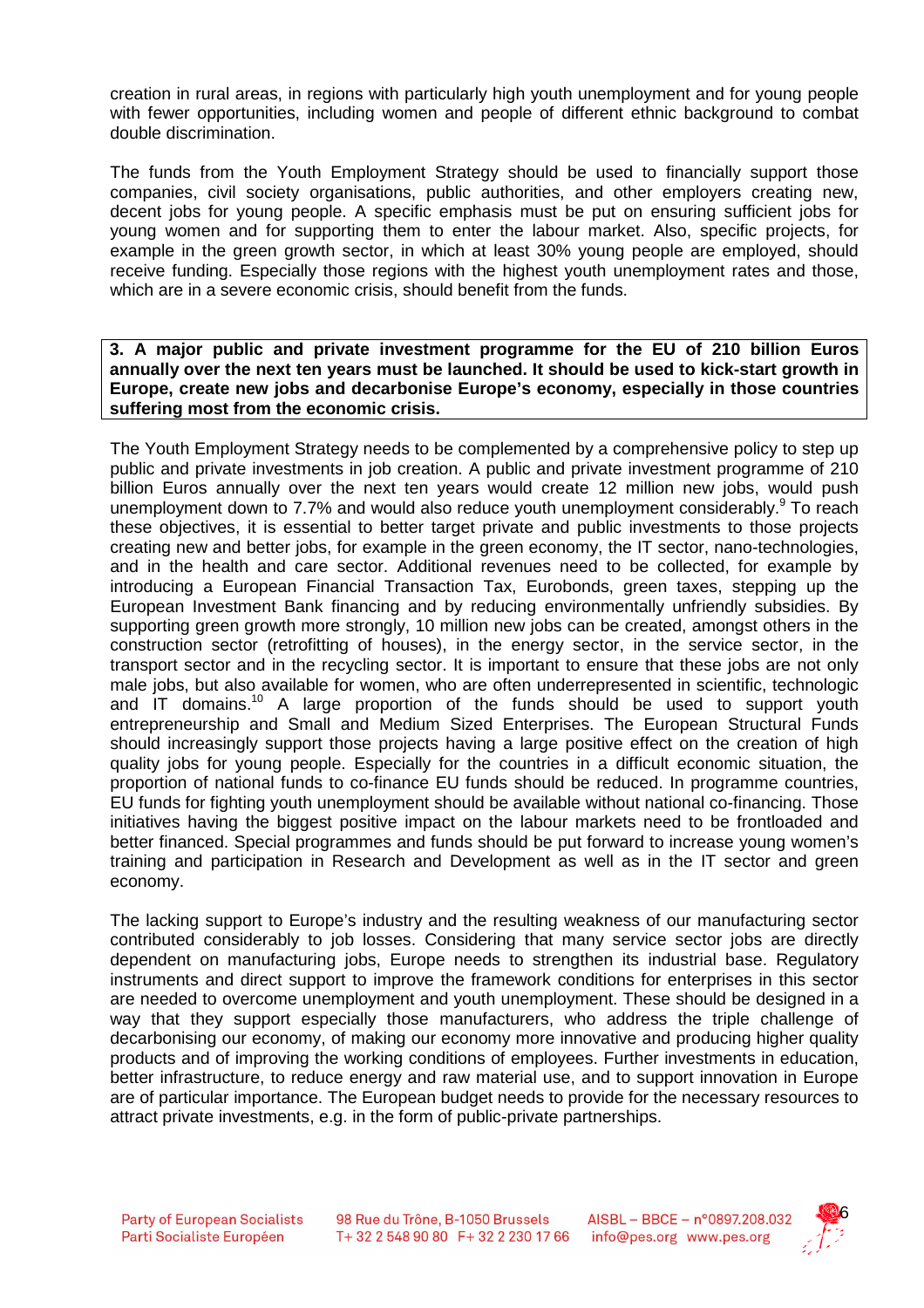creation in rural areas, in regions with particularly high youth unemployment and for young people with fewer opportunities, including women and people of different ethnic background to combat double discrimination.

The funds from the Youth Employment Strategy should be used to financially support those companies, civil society organisations, public authorities, and other employers creating new, decent jobs for young people. A specific emphasis must be put on ensuring sufficient jobs for young women and for supporting them to enter the labour market. Also, specific projects, for example in the green growth sector, in which at least 30% young people are employed, should receive funding. Especially those regions with the highest youth unemployment rates and those, which are in a severe economic crisis, should benefit from the funds.

**3. A major public and private investment programme for the EU of 210 billion Euros annually over the next ten years must be launched. It should be used to kick-start growth in Europe, create new jobs and decarbonise Europe's economy, especially in those countries suffering most from the economic crisis.**

The Youth Employment Strategy needs to be complemented by a comprehensive policy to step up public and private investments in job creation. A public and private investment programme of 210 billion Euros annually over the next ten years would create 12 million new jobs, would push unemployment down to 7.7% and would also reduce youth unemployment considerably.[9] To reach these objectives, it is essential to better target private and public investments to those projects creating new and better jobs, for example in the green economy, the IT sector, nano-technologies, and in the health and care sector. Additional revenues need to be collected, for example by introducing a European Financial Transaction Tax, Eurobonds, green taxes, stepping up the European Investment Bank financing and by reducing environmentally unfriendly subsidies. By supporting green growth more strongly, 10 million new jobs can be created, amongst others in the construction sector (retrofitting of houses), in the energy sector, in the service sector, in the transport sector and in the recycling sector. It is important to ensure that these jobs are not only male jobs, but also available for women, who are often underrepresented in scientific, technologic and IT domains.[10] A large proportion of the funds should be used to support youth entrepreneurship and Small and Medium Sized Enterprises. The European Structural Funds should increasingly support those projects having a large positive effect on the creation of high quality jobs for young people. Especially for the countries in a difficult economic situation, the proportion of national funds to co-finance EU funds should be reduced. In programme countries, EU funds for fighting youth unemployment should be available without national co-financing. Those initiatives having the biggest positive impact on the labour markets need to be frontloaded and better financed. Special programmes and funds should be put forward to increase young women's training and participation in Research and Development as well as in the IT sector and green economy.

The lacking support to Europe's industry and the resulting weakness of our manufacturing sector contributed considerably to job losses. Considering that many service sector jobs are directly dependent on manufacturing jobs, Europe needs to strengthen its industrial base. Regulatory instruments and direct support to improve the framework conditions for enterprises in this sector are needed to overcome unemployment and youth unemployment. These should be designed in a way that they support especially those manufacturers, who address the triple challenge of decarbonising our economy, of making our economy more innovative and producing higher quality products and of improving the working conditions of employees. Further investments in education, better infrastructure, to reduce energy and raw material use, and to support innovation in Europe are of particular importance. The European budget needs to provide for the necessary resources to attract private investments, e.g. in the form of public-private partnerships.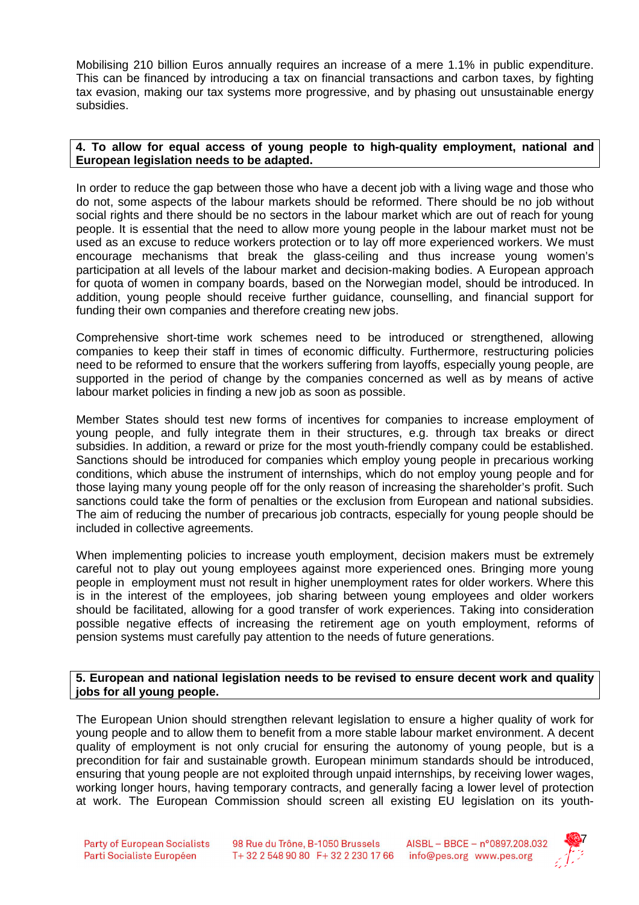Mobilising 210 billion Euros annually requires an increase of a mere 1.1% in public expenditure. This can be financed by introducing a tax on financial transactions and carbon taxes, by fighting tax evasion, making our tax systems more progressive, and by phasing out unsustainable energy subsidies.

**4. To allow for equal access of young people to high-quality employment, national and European legislation needs to be adapted.**

In order to reduce the gap between those who have a decent job with a living wage and those who do not, some aspects of the labour markets should be reformed. There should be no job without social rights and there should be no sectors in the labour market which are out of reach for young people. It is essential that the need to allow more young people in the labour market must not be used as an excuse to reduce workers protection or to lay off more experienced workers. We must encourage mechanisms that break the glass-ceiling and thus increase young women's participation at all levels of the labour market and decision-making bodies. A European approach for quota of women in company boards, based on the Norwegian model, should be introduced. In addition, young people should receive further guidance, counselling, and financial support for funding their own companies and therefore creating new jobs.

Comprehensive short-time work schemes need to be introduced or strengthened, allowing companies to keep their staff in times of economic difficulty. Furthermore, restructuring policies need to be reformed to ensure that the workers suffering from layoffs, especially young people, are supported in the period of change by the companies concerned as well as by means of active labour market policies in finding a new job as soon as possible.

Member States should test new forms of incentives for companies to increase employment of young people, and fully integrate them in their structures, e.g. through tax breaks or direct subsidies. In addition, a reward or prize for the most youth-friendly company could be established. Sanctions should be introduced for companies which employ young people in precarious working conditions, which abuse the instrument of internships, which do not employ young people and for those laying many young people off for the only reason of increasing the shareholder's profit. Such sanctions could take the form of penalties or the exclusion from European and national subsidies. The aim of reducing the number of precarious job contracts, especially for young people should be included in collective agreements.

When implementing policies to increase youth employment, decision makers must be extremely careful not to play out young employees against more experienced ones. Bringing more young people in employment must not result in higher unemployment rates for older workers. Where this is in the interest of the employees, job sharing between young employees and older workers should be facilitated, allowing for a good transfer of work experiences. Taking into consideration possible negative effects of increasing the retirement age on youth employment, reforms of pension systems must carefully pay attention to the needs of future generations.

**5. European and national legislation needs to be revised to ensure decent work and quality jobs for all young people.**

The European Union should strengthen relevant legislation to ensure a higher quality of work for young people and to allow them to benefit from a more stable labour market environment. A decent quality of employment is not only crucial for ensuring the autonomy of young people, but is a precondition for fair and sustainable growth. European minimum standards should be introduced, ensuring that young people are not exploited through unpaid internships, by receiving lower wages, working longer hours, having temporary contracts, and generally facing a lower level of protection at work. The European Commission should screen all existing EU legislation on its youth-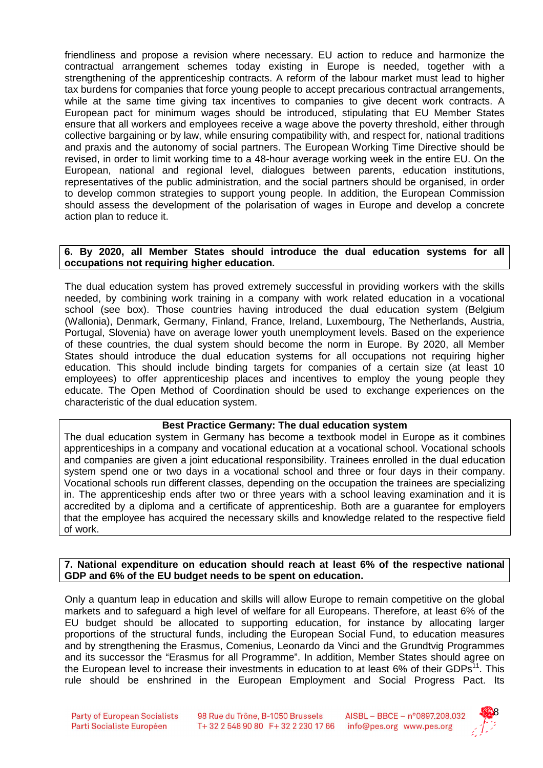friendliness and propose a revision where necessary. EU action to reduce and harmonize the contractual arrangement schemes today existing in Europe is needed, together with a strengthening of the apprenticeship contracts. A reform of the labour market must lead to higher tax burdens for companies that force young people to accept precarious contractual arrangements, while at the same time giving tax incentives to companies to give decent work contracts. A European pact for minimum wages should be introduced, stipulating that EU Member States ensure that all workers and employees receive a wage above the poverty threshold, either through collective bargaining or by law, while ensuring compatibility with, and respect for, national traditions and praxis and the autonomy of social partners. The European Working Time Directive should be revised, in order to limit working time to a 48-hour average working week in the entire EU. On the European, national and regional level, dialogues between parents, education institutions, representatives of the public administration, and the social partners should be organised, in order to develop common strategies to support young people. In addition, the European Commission should assess the development of the polarisation of wages in Europe and develop a concrete action plan to reduce it.

**6. By 2020, all Member States should introduce the dual education systems for all occupations not requiring higher education.**

The dual education system has proved extremely successful in providing workers with the skills needed, by combining work training in a company with work related education in a vocational school (see box). Those countries having introduced the dual education system (Belgium (Wallonia), Denmark, Germany, Finland, France, Ireland, Luxembourg, The Netherlands, Austria, Portugal, Slovenia) have on average lower youth unemployment levels. Based on the experience of these countries, the dual system should become the norm in Europe. By 2020, all Member States should introduce the dual education systems for all occupations not requiring higher education. This should include binding targets for companies of a certain size (at least 10 employees) to offer apprenticeship places and incentives to employ the young people they educate. The Open Method of Coordination should be used to exchange experiences on the characteristic of the dual education system.

**Best Practice Germany: The dual education system**

The dual education system in Germany has become a textbook model in Europe as it combines apprenticeships in a company and vocational education at a vocational school. Vocational schools and companies are given a joint educational responsibility. Trainees enrolled in the dual education system spend one or two days in a vocational school and three or four days in their company. Vocational schools run different classes, depending on the occupation the trainees are specializing in. The apprenticeship ends after two or three years with a school leaving examination and it is accredited by a diploma and a certificate of apprenticeship. Both are a guarantee for employers that the employee has acquired the necessary skills and knowledge related to the respective field of work.

**7. National expenditure on education should reach at least 6% of the respective national GDP and 6% of the EU budget needs to be spent on education.**

Only a quantum leap in education and skills will allow Europe to remain competitive on the global markets and to safeguard a high level of welfare for all Europeans. Therefore, at least 6% of the EU budget should be allocated to supporting education, for instance by allocating larger proportions of the structural funds, including the European Social Fund, to education measures and by strengthening the Erasmus, Comenius, Leonardo da Vinci and the Grundtvig Programmes and its successor the "Erasmus for all Programme". In addition, Member States should agree on the European level to increase their investments in education to at least 6% of their GDPs[11]. This rule should be enshrined in the European Employment and Social Progress Pact. Its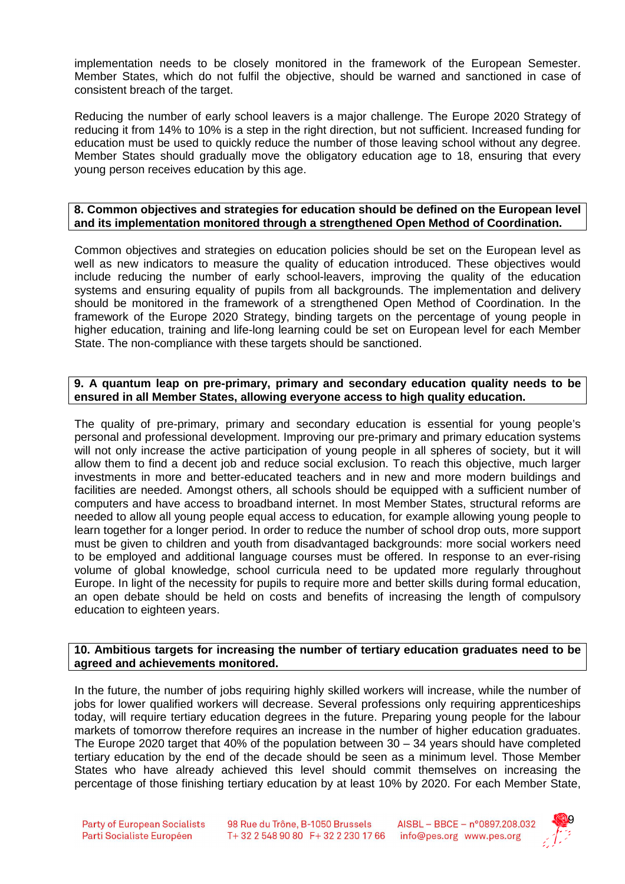implementation needs to be closely monitored in the framework of the European Semester. Member States, which do not fulfil the objective, should be warned and sanctioned in case of consistent breach of the target.

Reducing the number of early school leavers is a major challenge. The Europe 2020 Strategy of reducing it from 14% to 10% is a step in the right direction, but not sufficient. Increased funding for education must be used to quickly reduce the number of those leaving school without any degree. Member States should gradually move the obligatory education age to 18, ensuring that every young person receives education by this age.

**8. Common objectives and strategies for education should be defined on the European level and its implementation monitored through a strengthened Open Method of Coordination.**

Common objectives and strategies on education policies should be set on the European level as well as new indicators to measure the quality of education introduced. These objectives would include reducing the number of early school-leavers, improving the quality of the education systems and ensuring equality of pupils from all backgrounds. The implementation and delivery should be monitored in the framework of a strengthened Open Method of Coordination. In the framework of the Europe 2020 Strategy, binding targets on the percentage of young people in higher education, training and life-long learning could be set on European level for each Member State. The non-compliance with these targets should be sanctioned.

**9. A quantum leap on pre-primary, primary and secondary education quality needs to be ensured in all Member States, allowing everyone access to high quality education.**

The quality of pre-primary, primary and secondary education is essential for young people's personal and professional development. Improving our pre-primary and primary education systems will not only increase the active participation of young people in all spheres of society, but it will allow them to find a decent job and reduce social exclusion. To reach this objective, much larger investments in more and better-educated teachers and in new and more modern buildings and facilities are needed. Amongst others, all schools should be equipped with a sufficient number of computers and have access to broadband internet. In most Member States, structural reforms are needed to allow all young people equal access to education, for example allowing young people to learn together for a longer period. In order to reduce the number of school drop outs, more support must be given to children and youth from disadvantaged backgrounds: more social workers need to be employed and additional language courses must be offered. In response to an ever-rising volume of global knowledge, school curricula need to be updated more regularly throughout Europe. In light of the necessity for pupils to require more and better skills during formal education, an open debate should be held on costs and benefits of increasing the length of compulsory education to eighteen years.

**10. Ambitious targets for increasing the number of tertiary education graduates need to be agreed and achievements monitored.**

In the future, the number of jobs requiring highly skilled workers will increase, while the number of jobs for lower qualified workers will decrease. Several professions only requiring apprenticeships today, will require tertiary education degrees in the future. Preparing young people for the labour markets of tomorrow therefore requires an increase in the number of higher education graduates. The Europe 2020 target that 40% of the population between 30 – 34 years should have completed tertiary education by the end of the decade should be seen as a minimum level. Those Member States who have already achieved this level should commit themselves on increasing the percentage of those finishing tertiary education by at least 10% by 2020. For each Member State,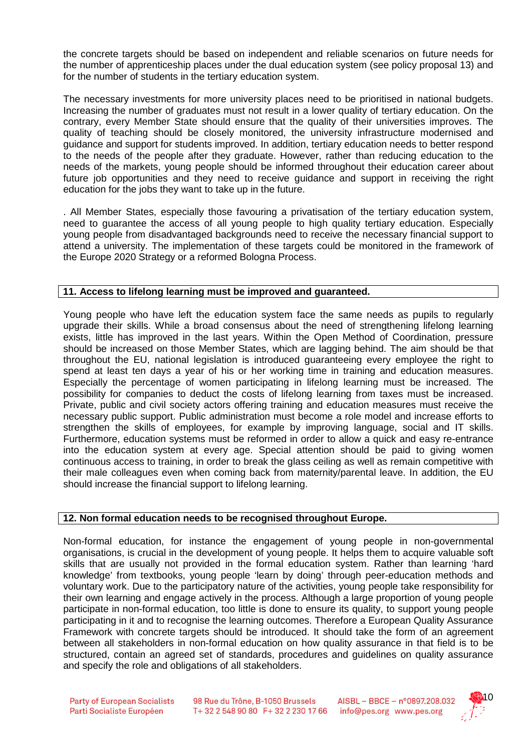the concrete targets should be based on independent and reliable scenarios on future needs for the number of apprenticeship places under the dual education system (see policy proposal 13) and for the number of students in the tertiary education system.

The necessary investments for more university places need to be prioritised in national budgets. Increasing the number of graduates must not result in a lower quality of tertiary education. On the contrary, every Member State should ensure that the quality of their universities improves. The quality of teaching should be closely monitored, the university infrastructure modernised and guidance and support for students improved. In addition, tertiary education needs to better respond to the needs of the people after they graduate. However, rather than reducing education to the needs of the markets, young people should be informed throughout their education career about future job opportunities and they need to receive guidance and support in receiving the right education for the jobs they want to take up in the future.

. All Member States, especially those favouring a privatisation of the tertiary education system, need to guarantee the access of all young people to high quality tertiary education. Especially young people from disadvantaged backgrounds need to receive the necessary financial support to attend a university. The implementation of these targets could be monitored in the framework of the Europe 2020 Strategy or a reformed Bologna Process.

### 11. Access to lifelong learning must be improved and guaranteed.

Young people who have left the education system face the same needs as pupils to regularly upgrade their skills. While a broad consensus about the need of strengthening lifelong learning exists, little has improved in the last years. Within the Open Method of Coordination, pressure should be increased on those Member States, which are lagging behind. The aim should be that throughout the EU, national legislation is introduced guaranteeing every employee the right to spend at least ten days a year of his or her working time in training and education measures. Especially the percentage of women participating in lifelong learning must be increased. The possibility for companies to deduct the costs of lifelong learning from taxes must be increased. Private, public and civil society actors offering training and education measures must receive the necessary public support. Public administration must become a role model and increase efforts to strengthen the skills of employees, for example by improving language, social and IT skills. Furthermore, education systems must be reformed in order to allow a quick and easy re-entrance into the education system at every age. Special attention should be paid to giving women continuous access to training, in order to break the glass ceiling as well as remain competitive with their male colleagues even when coming back from maternity/parental leave. In addition, the EU should increase the financial support to lifelong learning.

### 12. Non formal education needs to be recognised throughout Europe.

Non-formal education, for instance the engagement of young people in non-governmental organisations, is crucial in the development of young people. It helps them to acquire valuable soft skills that are usually not provided in the formal education system. Rather than learning 'hard knowledge' from textbooks, young people 'learn by doing' through peer-education methods and voluntary work. Due to the participatory nature of the activities, young people take responsibility for their own learning and engage actively in the process. Although a large proportion of young people participate in non-formal education, too little is done to ensure its quality, to support young people participating in it and to recognise the learning outcomes. Therefore a European Quality Assurance Framework with concrete targets should be introduced. It should take the form of an agreement between all stakeholders in non-formal education on how quality assurance in that field is to be structured, contain an agreed set of standards, procedures and guidelines on quality assurance and specify the role and obligations of all stakeholders.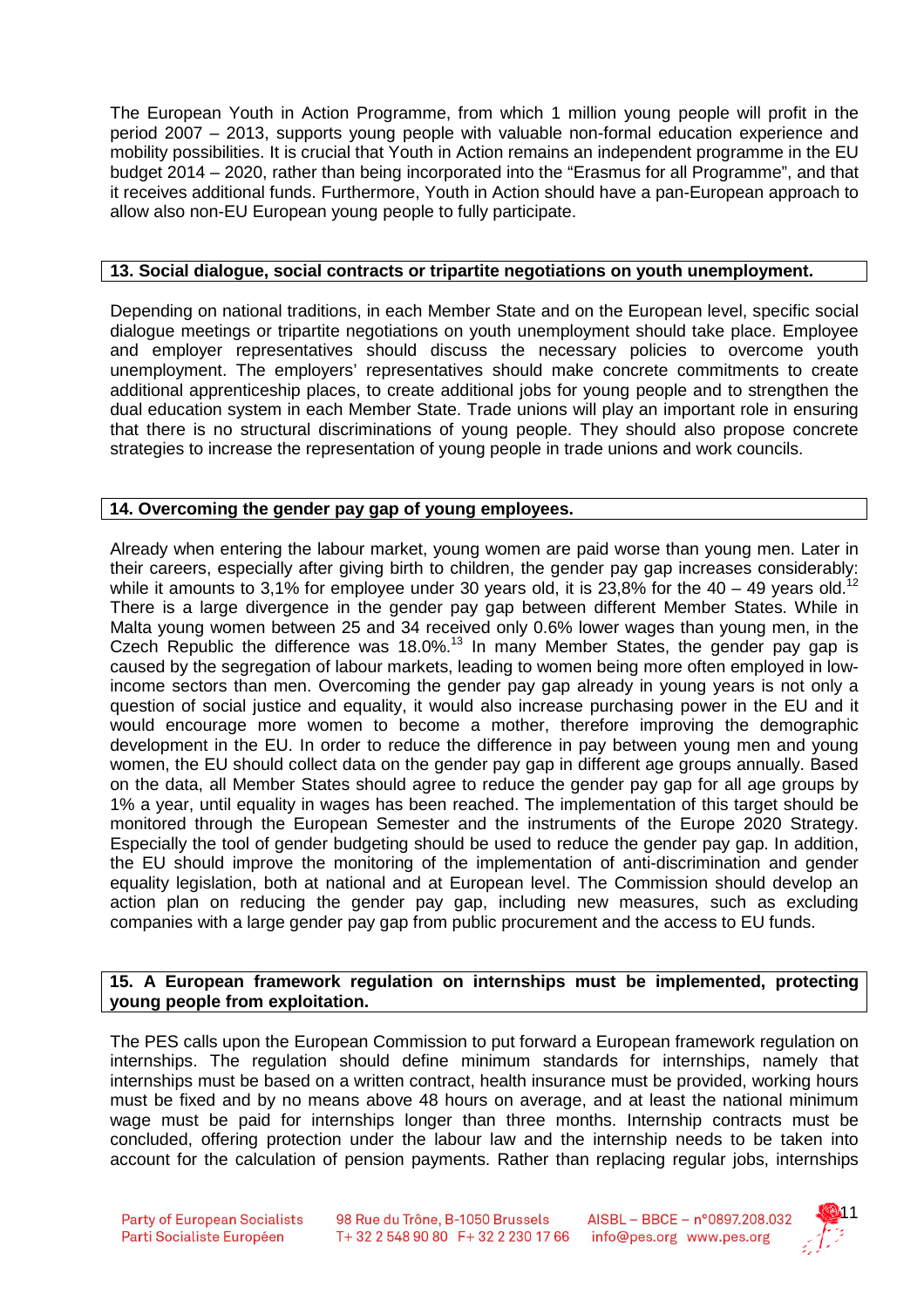The European Youth in Action Programme, from which 1 million young people will profit in the period 2007 – 2013, supports young people with valuable non-formal education experience and mobility possibilities. It is crucial that Youth in Action remains an independent programme in the EU budget 2014 – 2020, rather than being incorporated into the "Erasmus for all Programme", and that it receives additional funds. Furthermore, Youth in Action should have a pan-European approach to allow also non-EU European young people to fully participate.

### 13. Social dialogue, social contracts or tripartite negotiations on youth unemployment.

Depending on national traditions, in each Member State and on the European level, specific social dialogue meetings or tripartite negotiations on youth unemployment should take place. Employee and employer representatives should discuss the necessary policies to overcome youth unemployment. The employers' representatives should make concrete commitments to create additional apprenticeship places, to create additional jobs for young people and to strengthen the dual education system in each Member State. Trade unions will play an important role in ensuring that there is no structural discriminations of young people. They should also propose concrete strategies to increase the representation of young people in trade unions and work councils.

### 14. Overcoming the gender pay gap of young employees.

Already when entering the labour market, young women are paid worse than young men. Later in their careers, especially after giving birth to children, the gender pay gap increases considerably: while it amounts to 3,1% for employee under 30 years old, it is 23,8% for the 40 – 49 years old.[12] There is a large divergence in the gender pay gap between different Member States. While in Malta young women between 25 and 34 received only 0.6% lower wages than young men, in the Czech Republic the difference was 18.0%.[13] In many Member States, the gender pay gap is caused by the segregation of labour markets, leading to women being more often employed in low-income sectors than men. Overcoming the gender pay gap already in young years is not only a question of social justice and equality, it would also increase purchasing power in the EU and it would encourage more women to become a mother, therefore improving the demographic development in the EU. In order to reduce the difference in pay between young men and young women, the EU should collect data on the gender pay gap in different age groups annually. Based on the data, all Member States should agree to reduce the gender pay gap for all age groups by 1% a year, until equality in wages has been reached. The implementation of this target should be monitored through the European Semester and the instruments of the Europe 2020 Strategy. Especially the tool of gender budgeting should be used to reduce the gender pay gap. In addition, the EU should improve the monitoring of the implementation of anti-discrimination and gender equality legislation, both at national and at European level. The Commission should develop an action plan on reducing the gender pay gap, including new measures, such as excluding companies with a large gender pay gap from public procurement and the access to EU funds.

### 15. A European framework regulation on internships must be implemented, protecting young people from exploitation.

The PES calls upon the European Commission to put forward a European framework regulation on internships. The regulation should define minimum standards for internships, namely that internships must be based on a written contract, health insurance must be provided, working hours must be fixed and by no means above 48 hours on average, and at least the national minimum wage must be paid for internships longer than three months. Internship contracts must be concluded, offering protection under the labour law and the internship needs to be taken into account for the calculation of pension payments. Rather than replacing regular jobs, internships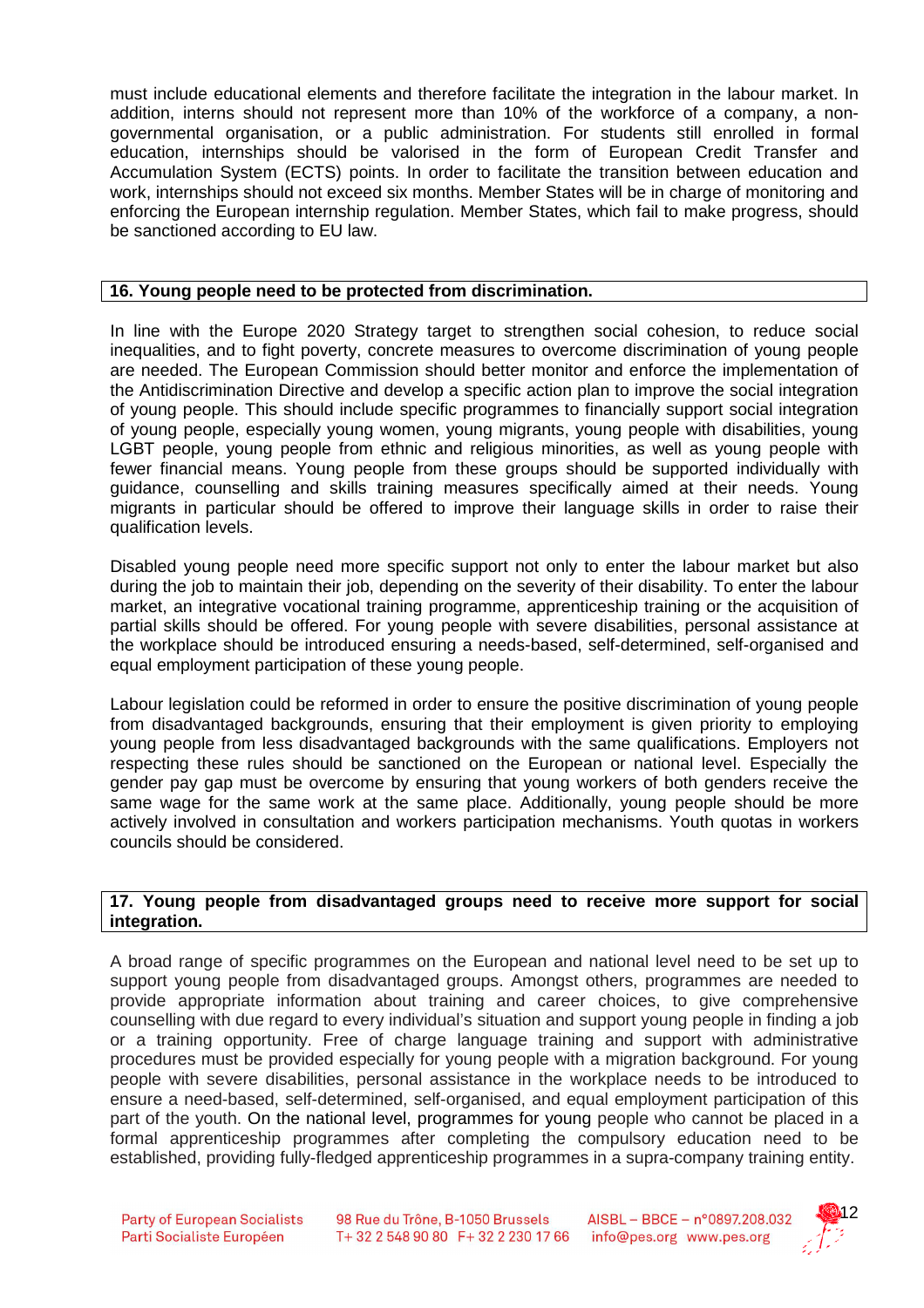must include educational elements and therefore facilitate the integration in the labour market. In addition, interns should not represent more than 10% of the workforce of a company, a non-governmental organisation, or a public administration. For students still enrolled in formal education, internships should be valorised in the form of European Credit Transfer and Accumulation System (ECTS) points. In order to facilitate the transition between education and work, internships should not exceed six months. Member States will be in charge of monitoring and enforcing the European internship regulation. Member States, which fail to make progress, should be sanctioned according to EU law.

## 16. Young people need to be protected from discrimination.

In line with the Europe 2020 Strategy target to strengthen social cohesion, to reduce social inequalities, and to fight poverty, concrete measures to overcome discrimination of young people are needed. The European Commission should better monitor and enforce the implementation of the Antidiscrimination Directive and develop a specific action plan to improve the social integration of young people. This should include specific programmes to financially support social integration of young people, especially young women, young migrants, young people with disabilities, young LGBT people, young people from ethnic and religious minorities, as well as young people with fewer financial means. Young people from these groups should be supported individually with guidance, counselling and skills training measures specifically aimed at their needs. Young migrants in particular should be offered to improve their language skills in order to raise their qualification levels.

Disabled young people need more specific support not only to enter the labour market but also during the job to maintain their job, depending on the severity of their disability. To enter the labour market, an integrative vocational training programme, apprenticeship training or the acquisition of partial skills should be offered. For young people with severe disabilities, personal assistance at the workplace should be introduced ensuring a needs-based, self-determined, self-organised and equal employment participation of these young people.

Labour legislation could be reformed in order to ensure the positive discrimination of young people from disadvantaged backgrounds, ensuring that their employment is given priority to employing young people from less disadvantaged backgrounds with the same qualifications. Employers not respecting these rules should be sanctioned on the European or national level. Especially the gender pay gap must be overcome by ensuring that young workers of both genders receive the same wage for the same work at the same place. Additionally, young people should be more actively involved in consultation and workers participation mechanisms. Youth quotas in workers councils should be considered.

## 17. Young people from disadvantaged groups need to receive more support for social integration.

A broad range of specific programmes on the European and national level need to be set up to support young people from disadvantaged groups. Amongst others, programmes are needed to provide appropriate information about training and career choices, to give comprehensive counselling with due regard to every individual's situation and support young people in finding a job or a training opportunity. Free of charge language training and support with administrative procedures must be provided especially for young people with a migration background. For young people with severe disabilities, personal assistance in the workplace needs to be introduced to ensure a need-based, self-determined, self-organised, and equal employment participation of this part of the youth. On the national level, programmes for young people who cannot be placed in a formal apprenticeship programmes after completing the compulsory education need to be established, providing fully-fledged apprenticeship programmes in a supra-company training entity.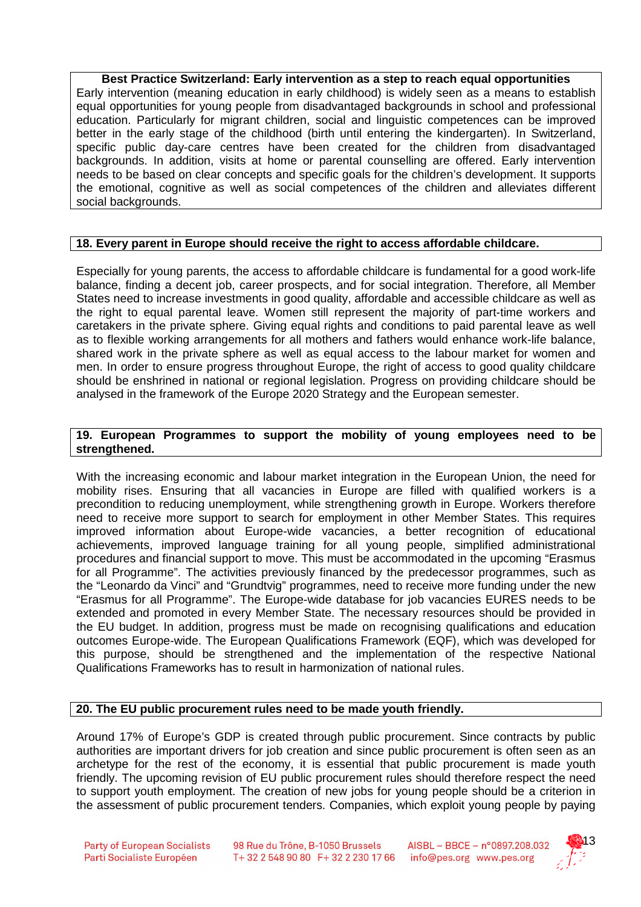**Best Practice Switzerland: Early intervention as a step to reach equal opportunities**

Early intervention (meaning education in early childhood) is widely seen as a means to establish equal opportunities for young people from disadvantaged backgrounds in school and professional education. Particularly for migrant children, social and linguistic competences can be improved better in the early stage of the childhood (birth until entering the kindergarten). In Switzerland, specific public day-care centres have been created for the children from disadvantaged backgrounds. In addition, visits at home or parental counselling are offered. Early intervention needs to be based on clear concepts and specific goals for the children's development. It supports the emotional, cognitive as well as social competences of the children and alleviates different social backgrounds.

## 18. Every parent in Europe should receive the right to access affordable childcare.

Especially for young parents, the access to affordable childcare is fundamental for a good work-life balance, finding a decent job, career prospects, and for social integration. Therefore, all Member States need to increase investments in good quality, affordable and accessible childcare as well as the right to equal parental leave. Women still represent the majority of part-time workers and caretakers in the private sphere. Giving equal rights and conditions to paid parental leave as well as to flexible working arrangements for all mothers and fathers would enhance work-life balance, shared work in the private sphere as well as equal access to the labour market for women and men. In order to ensure progress throughout Europe, the right of access to good quality childcare should be enshrined in national or regional legislation. Progress on providing childcare should be analysed in the framework of the Europe 2020 Strategy and the European semester.

## 19. European Programmes to support the mobility of young employees need to be strengthened.

With the increasing economic and labour market integration in the European Union, the need for mobility rises. Ensuring that all vacancies in Europe are filled with qualified workers is a precondition to reducing unemployment, while strengthening growth in Europe. Workers therefore need to receive more support to search for employment in other Member States. This requires improved information about Europe-wide vacancies, a better recognition of educational achievements, improved language training for all young people, simplified administrational procedures and financial support to move. This must be accommodated in the upcoming "Erasmus for all Programme". The activities previously financed by the predecessor programmes, such as the "Leonardo da Vinci" and "Grundtvig" programmes, need to receive more funding under the new "Erasmus for all Programme". The Europe-wide database for job vacancies EURES needs to be extended and promoted in every Member State. The necessary resources should be provided in the EU budget. In addition, progress must be made on recognising qualifications and education outcomes Europe-wide. The European Qualifications Framework (EQF), which was developed for this purpose, should be strengthened and the implementation of the respective National Qualifications Frameworks has to result in harmonization of national rules.

## 20. The EU public procurement rules need to be made youth friendly.

Around 17% of Europe's GDP is created through public procurement. Since contracts by public authorities are important drivers for job creation and since public procurement is often seen as an archetype for the rest of the economy, it is essential that public procurement is made youth friendly. The upcoming revision of EU public procurement rules should therefore respect the need to support youth employment. The creation of new jobs for young people should be a criterion in the assessment of public procurement tenders. Companies, which exploit young people by paying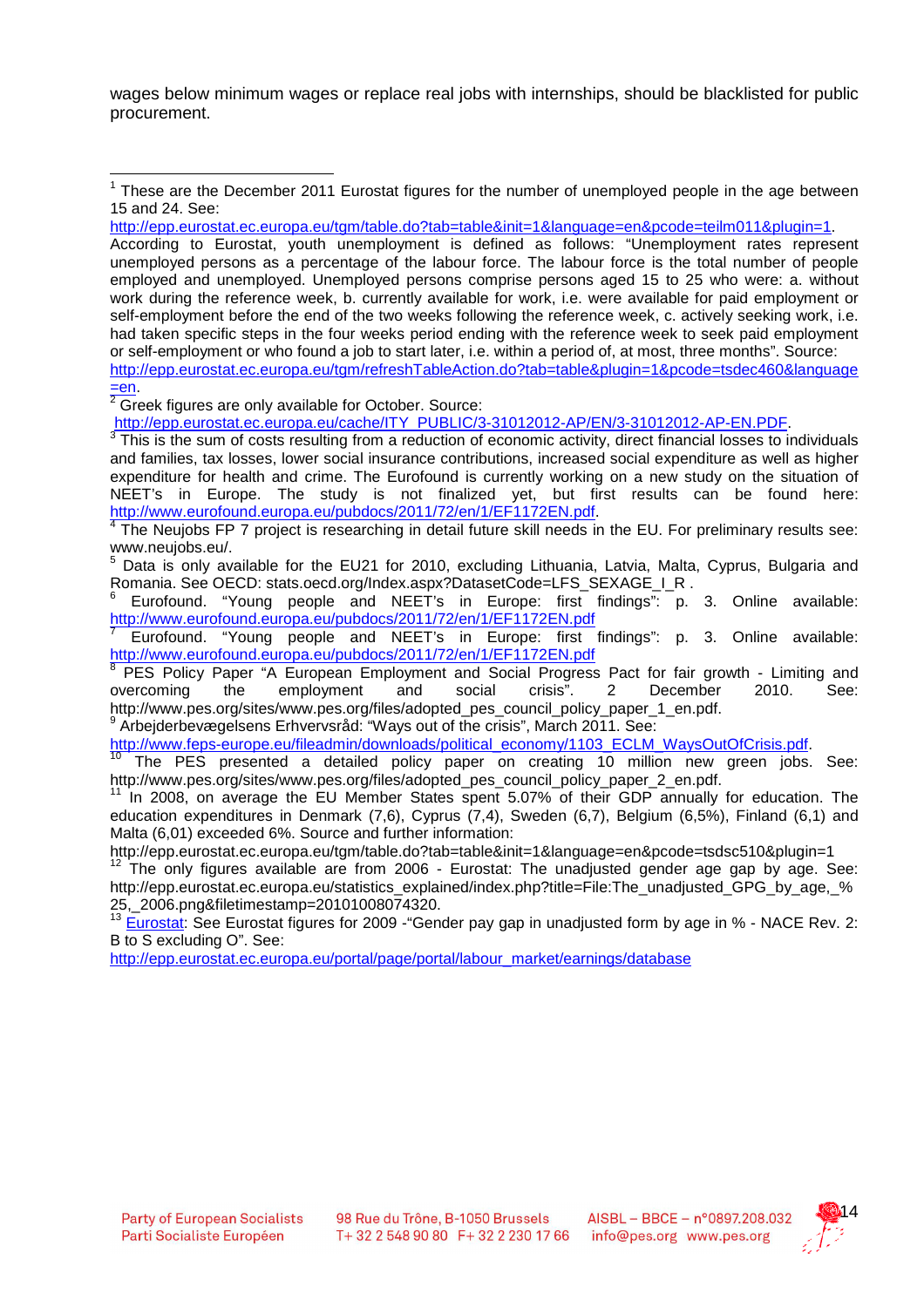wages below minimum wages or replace real jobs with internships, should be blacklisted for public procurement.

---

[1] These are the December 2011 Eurostat figures for the number of unemployed people in the age between 15 and 24. See: http://epp.eurostat.ec.europa.eu/tgm/table.do?tab=table&init=1&language=en&pcode=teilm011&plugin=1. According to Eurostat, youth unemployment is defined as follows: "Unemployment rates represent unemployed persons as a percentage of the labour force. The labour force is the total number of people employed and unemployed. Unemployed persons comprise persons aged 15 to 25 who were: a. without work during the reference week, b. currently available for work, i.e. were available for paid employment or self-employment before the end of the two weeks following the reference week, c. actively seeking work, i.e. had taken specific steps in the four weeks period ending with the reference week to seek paid employment or self-employment or who found a job to start later, i.e. within a period of, at most, three months". Source: http://epp.eurostat.ec.europa.eu/tgm/refreshTableAction.do?tab=table&plugin=1&pcode=tsdec460&language=en.

[2] Greek figures are only available for October. Source: http://epp.eurostat.ec.europa.eu/cache/ITY_PUBLIC/3-31012012-AP/EN/3-31012012-AP-EN.PDF.

[3] This is the sum of costs resulting from a reduction of economic activity, direct financial losses to individuals and families, tax losses, lower social insurance contributions, increased social expenditure as well as higher expenditure for health and crime. The Eurofound is currently working on a new study on the situation of NEET's in Europe. The study is not finalized yet, but first results can be found here: http://www.eurofound.europa.eu/pubdocs/2011/72/en/1/EF1172EN.pdf.

[4] The Neujobs FP 7 project is researching in detail future skill needs in the EU. For preliminary results see: www.neujobs.eu/.

[5] Data is only available for the EU21 for 2010, excluding Lithuania, Latvia, Malta, Cyprus, Bulgaria and Romania. See OECD: stats.oecd.org/Index.aspx?DatasetCode=LFS_SEXAGE_I_R .

[6] Eurofound. "Young people and NEET's in Europe: first findings": p. 3. Online available: http://www.eurofound.europa.eu/pubdocs/2011/72/en/1/EF1172EN.pdf

[7] Eurofound. "Young people and NEET's in Europe: first findings": p. 3. Online available: http://www.eurofound.europa.eu/pubdocs/2011/72/en/1/EF1172EN.pdf

[8] PES Policy Paper "A European Employment and Social Progress Pact for fair growth - Limiting and overcoming the employment and social crisis". 2 December 2010. See: http://www.pes.org/sites/www.pes.org/files/adopted_pes_council_policy_paper_1_en.pdf.

[9] Arbejderbevægelsens Erhvervsråd: "Ways out of the crisis", March 2011. See: http://www.feps-europe.eu/fileadmin/downloads/political_economy/1103_ECLM_WaysOutOfCrisis.pdf.

[10] The PES presented a detailed policy paper on creating 10 million new green jobs. See: http://www.pes.org/sites/www.pes.org/files/adopted_pes_council_policy_paper_2_en.pdf.

[11] In 2008, on average the EU Member States spent 5.07% of their GDP annually for education. The education expenditures in Denmark (7,6), Cyprus (7,4), Sweden (6,7), Belgium (6,5%), Finland (6,1) and Malta (6,01) exceeded 6%. Source and further information: http://epp.eurostat.ec.europa.eu/tgm/table.do?tab=table&init=1&language=en&pcode=tsdsc510&plugin=1

[12] The only figures available are from 2006 - Eurostat: The unadjusted gender age gap by age. See: http://epp.eurostat.ec.europa.eu/statistics_explained/index.php?title=File:The_unadjusted_GPG_by_age,_%25,_2006.png&filetimestamp=20101008074320.

[13] Eurostat: See Eurostat figures for 2009 -"Gender pay gap in unadjusted form by age in % - NACE Rev. 2: B to S excluding O". See: http://epp.eurostat.ec.europa.eu/portal/page/portal/labour_market/earnings/database